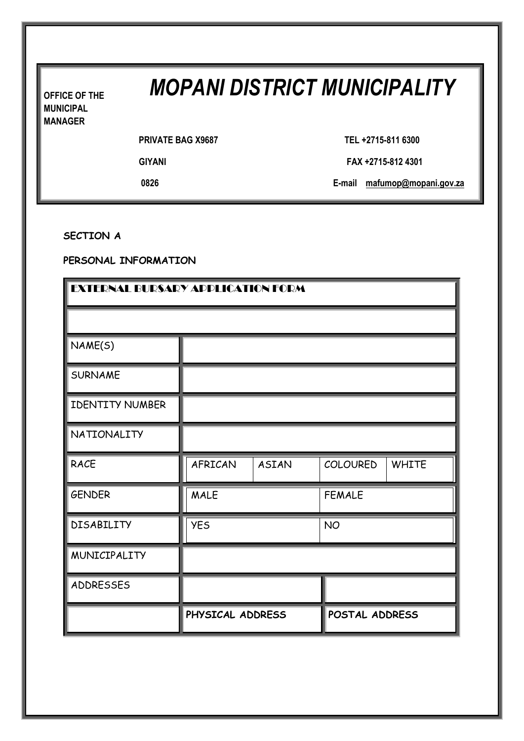**OFFICE OF THE MUNICIPAL MANAGER**

# *MOPANI DISTRICT MUNICIPALITY*

| | |
|---|---|
| **PRIVATE BAG X9687** | **TEL +2715-811 6300** |
| **GIYANI** | **FAX +2715-812 4301** |
| **0826** | **E-mail mafumop@mopani.gov.za** |

**SECTION A**

**PERSONAL INFORMATION**

| EXTERNAL BURSARY APPLICATION FORM | | | | |
|---|---|---|---|---|
| | | | | |
| NAME(S) | | | | |
| SURNAME | | | | |
| IDENTITY NUMBER | | | | |
| NATIONALITY | | | | |
| RACE | AFRICAN | ASIAN | COLOURED | WHITE |
| GENDER | MALE | | FEMALE | |
| DISABILITY | YES | | NO | |
| MUNICIPALITY | | | | |
| ADDRESSES | | | | |
| | **PHYSICAL ADDRESS** | | **POSTAL ADDRESS** | |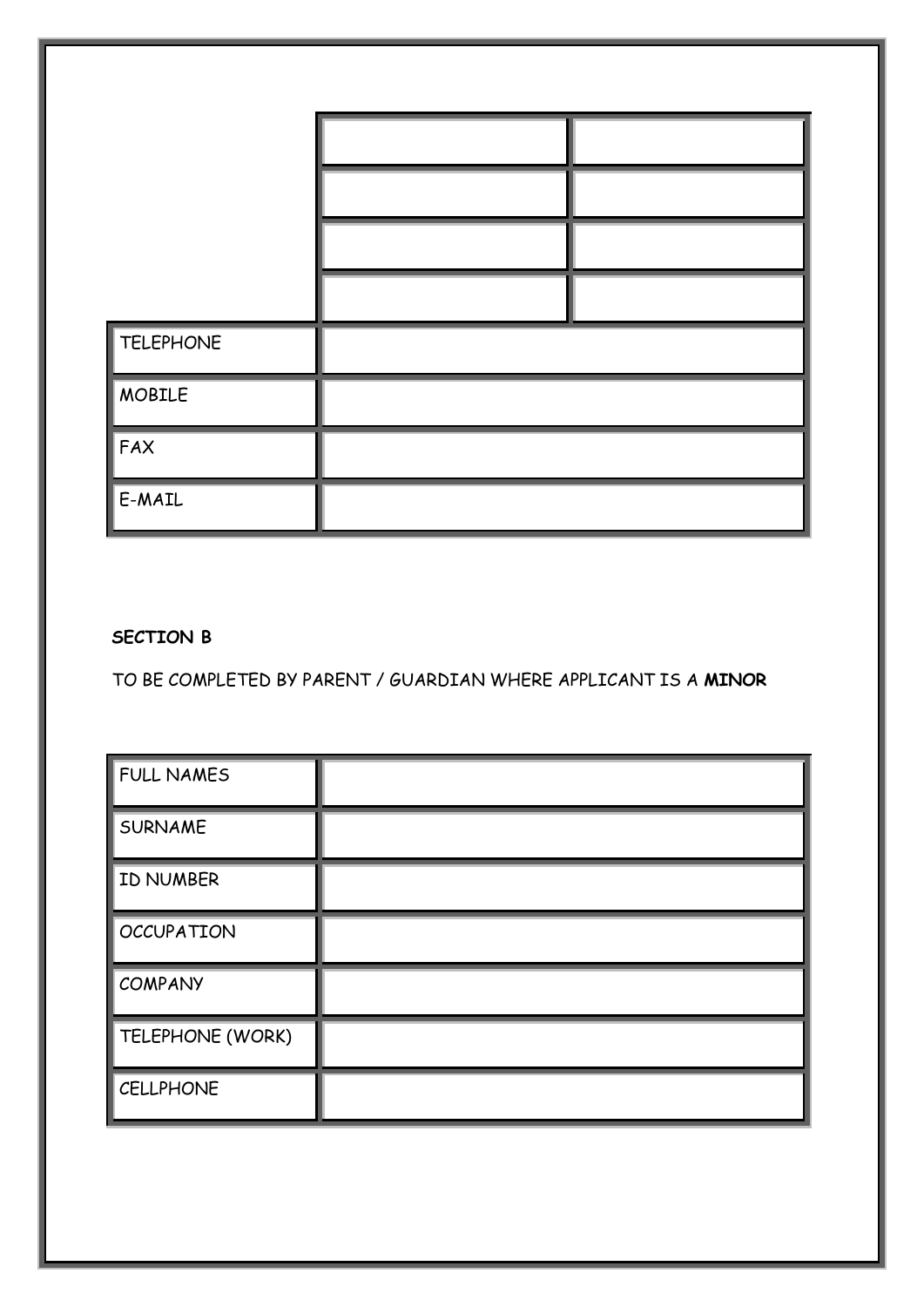| | | |
|---|---|---|
| | | |
| | | |
| | | |
| | | |
| TELEPHONE | | |
| MOBILE | | |
| FAX | | |
| E-MAIL | | |

**SECTION B**

TO BE COMPLETED BY PARENT / GUARDIAN WHERE APPLICANT IS A **MINOR**

| | |
|---|---|
| FULL NAMES | |
| SURNAME | |
| ID NUMBER | |
| OCCUPATION | |
| COMPANY | |
| TELEPHONE (WORK) | |
| CELLPHONE | |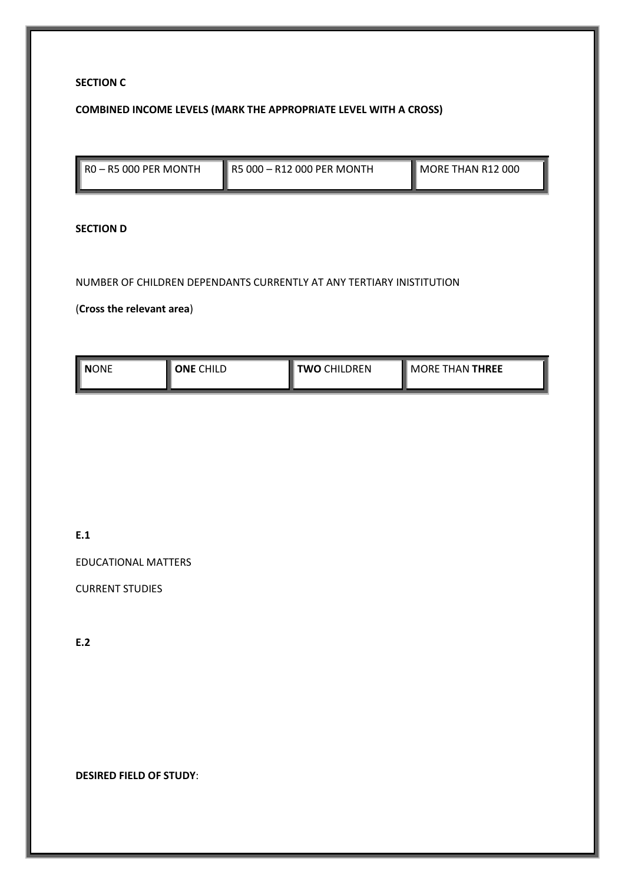**SECTION C**

**COMBINED INCOME LEVELS (MARK THE APPROPRIATE LEVEL WITH A CROSS)**

| R0 – R5 000 PER MONTH | R5 000 – R12 000 PER MONTH | MORE THAN R12 000 |
|---|---|---|

**SECTION D**

NUMBER OF CHILDREN DEPENDANTS CURRENTLY AT ANY TERTIARY INISTITUTION

(**Cross the relevant area**)

| **N**ONE | **ONE** CHILD | **TWO** CHILDREN | MORE THAN **THREE** |
|---|---|---|---|

**E.1**

EDUCATIONAL MATTERS

CURRENT STUDIES

**E.2**

**DESIRED FIELD OF STUDY**: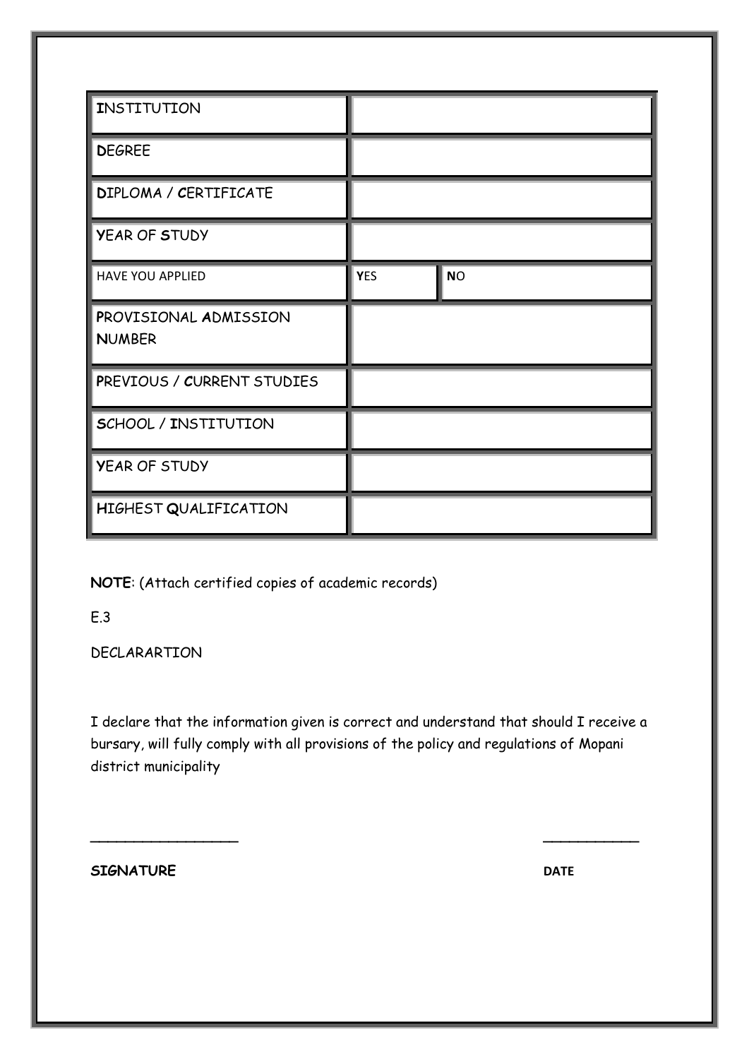| | | |
|---|---|---|
| INSTITUTION | | |
| DEGREE | | |
| DIPLOMA / CERTIFICATE | | |
| YEAR OF STUDY | | |
| HAVE YOU APPLIED | YES | NO |
| PROVISIONAL ADMISSION NUMBER | | |
| PREVIOUS / CURRENT STUDIES | | |
| SCHOOL / INSTITUTION | | |
| YEAR OF STUDY | | |
| HIGHEST QUALIFICATION | | |

**NOTE**: (Attach certified copies of academic records)

E.3

DECLARARTION

I declare that the information given is correct and understand that should I receive a bursary, will fully comply with all provisions of the policy and regulations of Mopani district municipality

\_\_\_\_\_\_\_\_\_\_\_\_\_\_\_\_\_\_ \_\_\_\_\_\_\_\_\_\_\_\_

**SIGNATURE** **DATE**